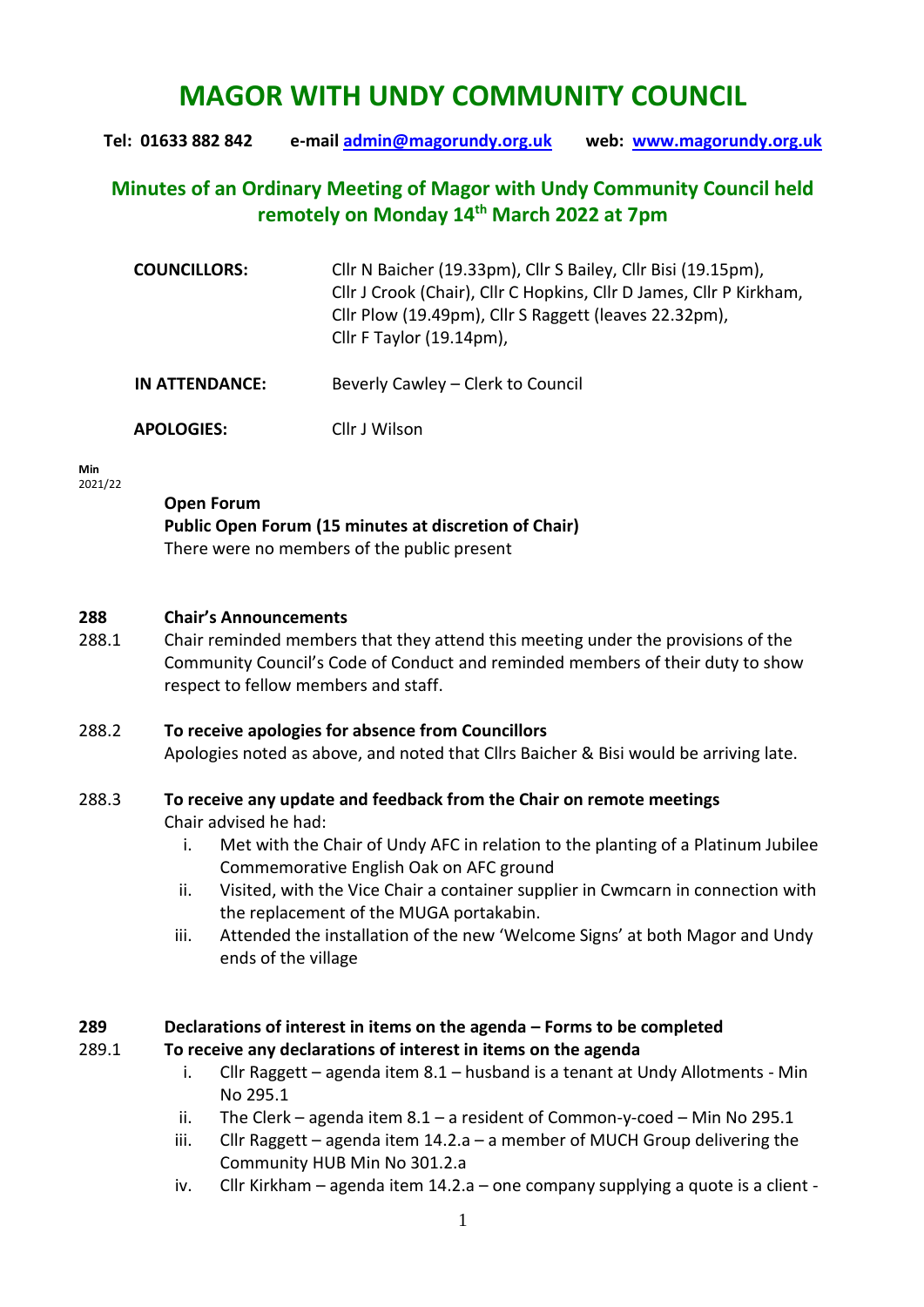# MAGOR WITH UNDY COMMUNITY COUNCIL

**Tel: 01633 882 842 e-mail [admin@magorundy.org.uk](mailto:admin@magorundy.org.uk) web: [www.magorundy.org.uk](http://www.magorundy.org.uk)**

## Minutes of an Ordinary Meeting of Magor with Undy Community Council held remotely on Monday 14th March 2022 at 7pm

| | |
|---|---|
| **COUNCILLORS:** | Cllr N Baicher (19.33pm), Cllr S Bailey, Cllr Bisi (19.15pm), Cllr J Crook (Chair), Cllr C Hopkins, Cllr D James, Cllr P Kirkham, Cllr Plow (19.49pm), Cllr S Raggett (leaves 22.32pm), Cllr F Taylor (19.14pm), |
| **IN ATTENDANCE:** | Beverly Cawley – Clerk to Council |
| **APOLOGIES:** | Cllr J Wilson |

**Min**
2021/22

**Open Forum**
**Public Open Forum (15 minutes at discretion of Chair)**
There were no members of the public present

**288 Chair's Announcements**

288.1 Chair reminded members that they attend this meeting under the provisions of the Community Council's Code of Conduct and reminded members of their duty to show respect to fellow members and staff.

288.2 **To receive apologies for absence from Councillors**
Apologies noted as above, and noted that Cllrs Baicher & Bisi would be arriving late.

288.3 **To receive any update and feedback from the Chair on remote meetings**
Chair advised he had:

i. Met with the Chair of Undy AFC in relation to the planting of a Platinum Jubilee Commemorative English Oak on AFC ground
ii. Visited, with the Vice Chair a container supplier in Cwmcarn in connection with the replacement of the MUGA portakabin.
iii. Attended the installation of the new 'Welcome Signs' at both Magor and Undy ends of the village

**289 Declarations of interest in items on the agenda – Forms to be completed**

289.1 **To receive any declarations of interest in items on the agenda**

i. Cllr Raggett – agenda item 8.1 – husband is a tenant at Undy Allotments - Min No 295.1
ii. The Clerk – agenda item 8.1 – a resident of Common-y-coed – Min No 295.1
iii. Cllr Raggett – agenda item 14.2.a – a member of MUCH Group delivering the Community HUB Min No 301.2.a
iv. Cllr Kirkham – agenda item 14.2.a – one company supplying a quote is a client -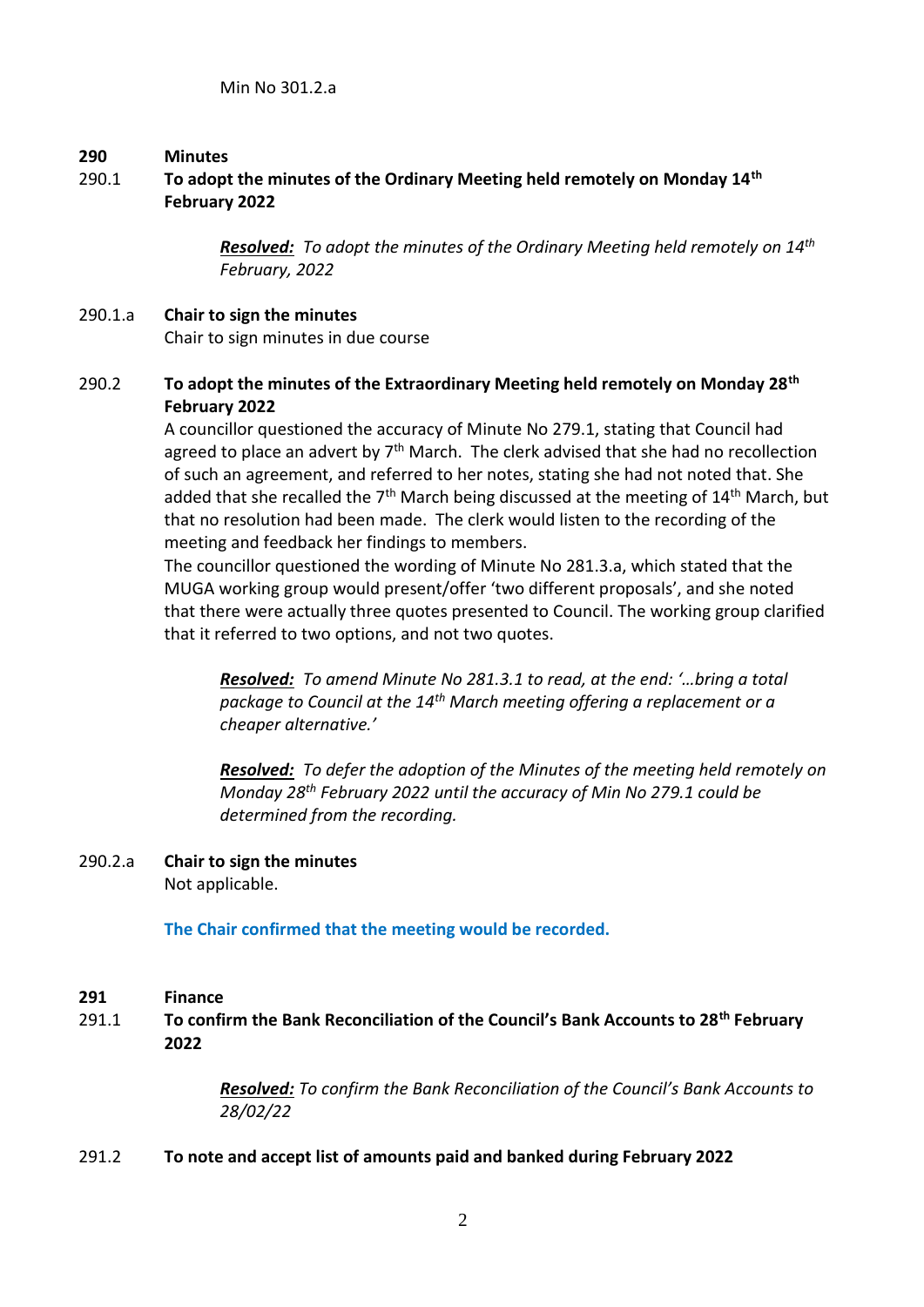Min No 301.2.a

**290 Minutes**

**290.1 To adopt the minutes of the Ordinary Meeting held remotely on Monday 14th February 2022**

> ***Resolved:*** *To adopt the minutes of the Ordinary Meeting held remotely on 14th February, 2022*

**290.1.a Chair to sign the minutes**

Chair to sign minutes in due course

**290.2 To adopt the minutes of the Extraordinary Meeting held remotely on Monday 28th February 2022**

A councillor questioned the accuracy of Minute No 279.1, stating that Council had agreed to place an advert by 7th March. The clerk advised that she had no recollection of such an agreement, and referred to her notes, stating she had not noted that. She added that she recalled the 7th March being discussed at the meeting of 14th March, but that no resolution had been made. The clerk would listen to the recording of the meeting and feedback her findings to members.

The councillor questioned the wording of Minute No 281.3.a, which stated that the MUGA working group would present/offer 'two different proposals', and she noted that there were actually three quotes presented to Council. The working group clarified that it referred to two options, and not two quotes.

> ***Resolved:*** *To amend Minute No 281.3.1 to read, at the end: '…bring a total package to Council at the 14th March meeting offering a replacement or a cheaper alternative.'*

> ***Resolved:*** *To defer the adoption of the Minutes of the meeting held remotely on Monday 28th February 2022 until the accuracy of Min No 279.1 could be determined from the recording.*

**290.2.a Chair to sign the minutes**

Not applicable.

**The Chair confirmed that the meeting would be recorded.**

**291 Finance**

**291.1 To confirm the Bank Reconciliation of the Council's Bank Accounts to 28th February 2022**

> ***Resolved:*** *To confirm the Bank Reconciliation of the Council's Bank Accounts to 28/02/22*

**291.2 To note and accept list of amounts paid and banked during February 2022**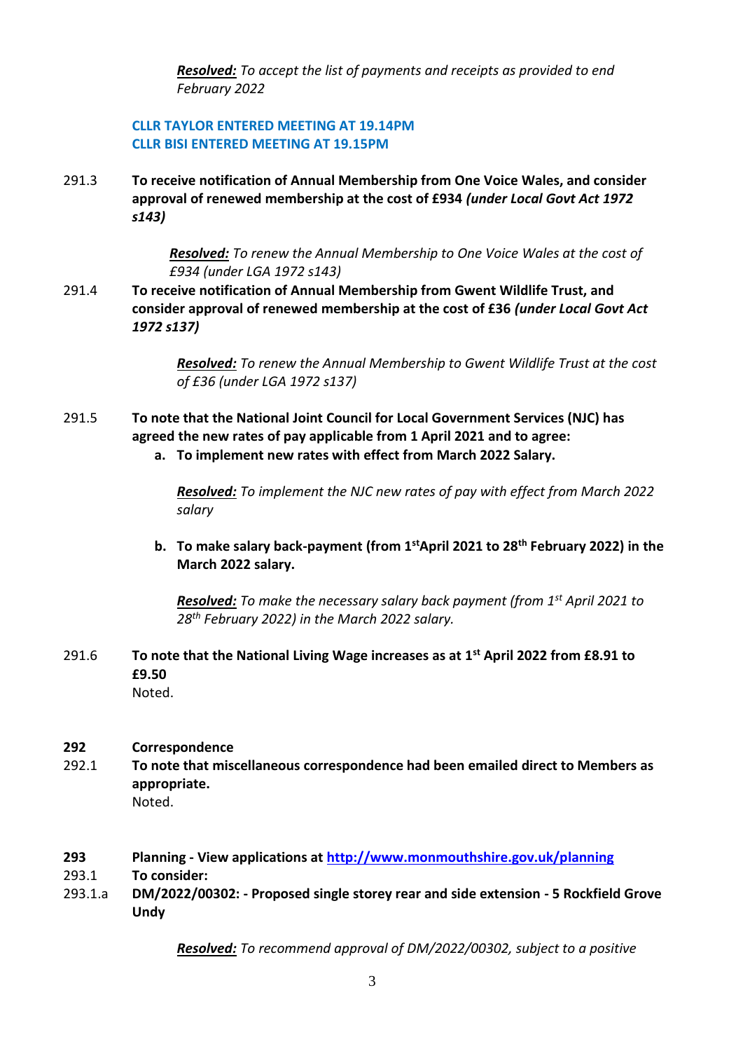***Resolved:*** *To accept the list of payments and receipts as provided to end February 2022*

**CLLR TAYLOR ENTERED MEETING AT 19.14PM**
**CLLR BISI ENTERED MEETING AT 19.15PM**

291.3 **To receive notification of Annual Membership from One Voice Wales, and consider approval of renewed membership at the cost of £934 *(under Local Govt Act 1972 s143)***

***Resolved:*** *To renew the Annual Membership to One Voice Wales at the cost of £934 (under LGA 1972 s143)*

291.4 **To receive notification of Annual Membership from Gwent Wildlife Trust, and consider approval of renewed membership at the cost of £36 *(under Local Govt Act 1972 s137)***

***Resolved:*** *To renew the Annual Membership to Gwent Wildlife Trust at the cost of £36 (under LGA 1972 s137)*

291.5 **To note that the National Joint Council for Local Government Services (NJC) has agreed the new rates of pay applicable from 1 April 2021 and to agree:**

**a. To implement new rates with effect from March 2022 Salary.**

***Resolved:*** *To implement the NJC new rates of pay with effect from March 2022 salary*

**b. To make salary back-payment (from 1st April 2021 to 28th February 2022) in the March 2022 salary.**

***Resolved:*** *To make the necessary salary back payment (from 1st April 2021 to 28th February 2022) in the March 2022 salary.*

291.6 **To note that the National Living Wage increases as at 1st April 2022 from £8.91 to £9.50**
Noted.

**292 Correspondence**

292.1 **To note that miscellaneous correspondence had been emailed direct to Members as appropriate.**
Noted.

**293 Planning - View applications at [http://www.monmouthshire.gov.uk/planning](http://www.monmouthshire.gov.uk/planning)**

293.1 **To consider:**

293.1.a **DM/2022/00302: - Proposed single storey rear and side extension - 5 Rockfield Grove Undy**

***Resolved:*** *To recommend approval of DM/2022/00302, subject to a positive*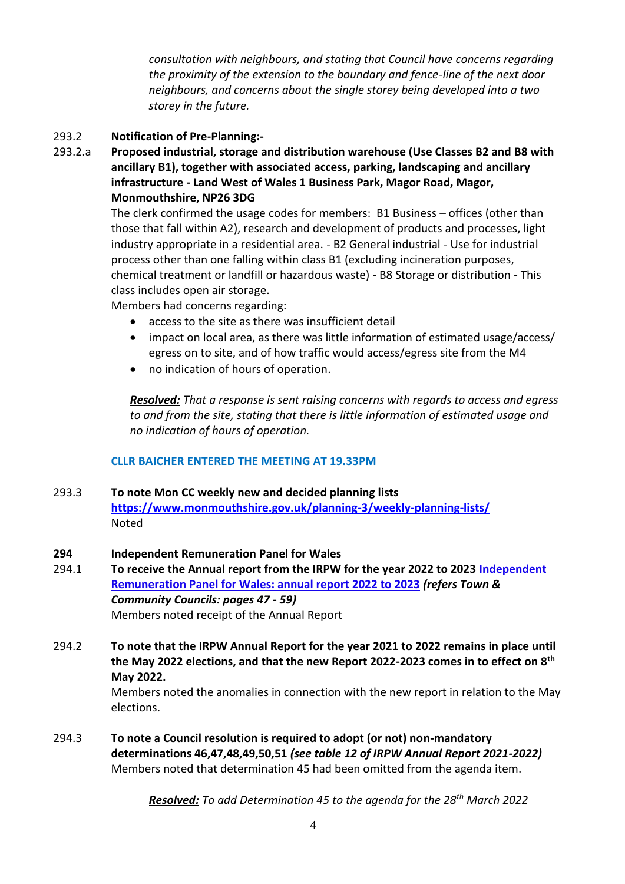*consultation with neighbours, and stating that Council have concerns regarding the proximity of the extension to the boundary and fence-line of the next door neighbours, and concerns about the single storey being developed into a two storey in the future.*

293.2 **Notification of Pre-Planning:-**

293.2.a **Proposed industrial, storage and distribution warehouse (Use Classes B2 and B8 with ancillary B1), together with associated access, parking, landscaping and ancillary infrastructure - Land West of Wales 1 Business Park, Magor Road, Magor, Monmouthshire, NP26 3DG**

The clerk confirmed the usage codes for members: B1 Business – offices (other than those that fall within A2), research and development of products and processes, light industry appropriate in a residential area. - B2 General industrial - Use for industrial process other than one falling within class B1 (excluding incineration purposes, chemical treatment or landfill or hazardous waste) - B8 Storage or distribution - This class includes open air storage.

Members had concerns regarding:

- access to the site as there was insufficient detail
- impact on local area, as there was little information of estimated usage/access/ egress on to site, and of how traffic would access/egress site from the M4
- no indication of hours of operation.

***Resolved:*** *That a response is sent raising concerns with regards to access and egress to and from the site, stating that there is little information of estimated usage and no indication of hours of operation.*

**CLLR BAICHER ENTERED THE MEETING AT 19.33PM**

293.3 **To note Mon CC weekly new and decided planning lists**
**https://www.monmouthshire.gov.uk/planning-3/weekly-planning-lists/**
Noted

## 294 Independent Remuneration Panel for Wales

294.1 **To receive the Annual report from the IRPW for the year 2022 to 2023 Independent Remuneration Panel for Wales: annual report 2022 to 2023** ***(refers Town & Community Councils: pages 47 - 59)***
Members noted receipt of the Annual Report

294.2 **To note that the IRPW Annual Report for the year 2021 to 2022 remains in place until the May 2022 elections, and that the new Report 2022-2023 comes in to effect on 8th May 2022.**
Members noted the anomalies in connection with the new report in relation to the May elections.

294.3 **To note a Council resolution is required to adopt (or not) non-mandatory determinations 46,47,48,49,50,51** ***(see table 12 of IRPW Annual Report 2021-2022)***
Members noted that determination 45 had been omitted from the agenda item.

***Resolved:*** *To add Determination 45 to the agenda for the 28th March 2022*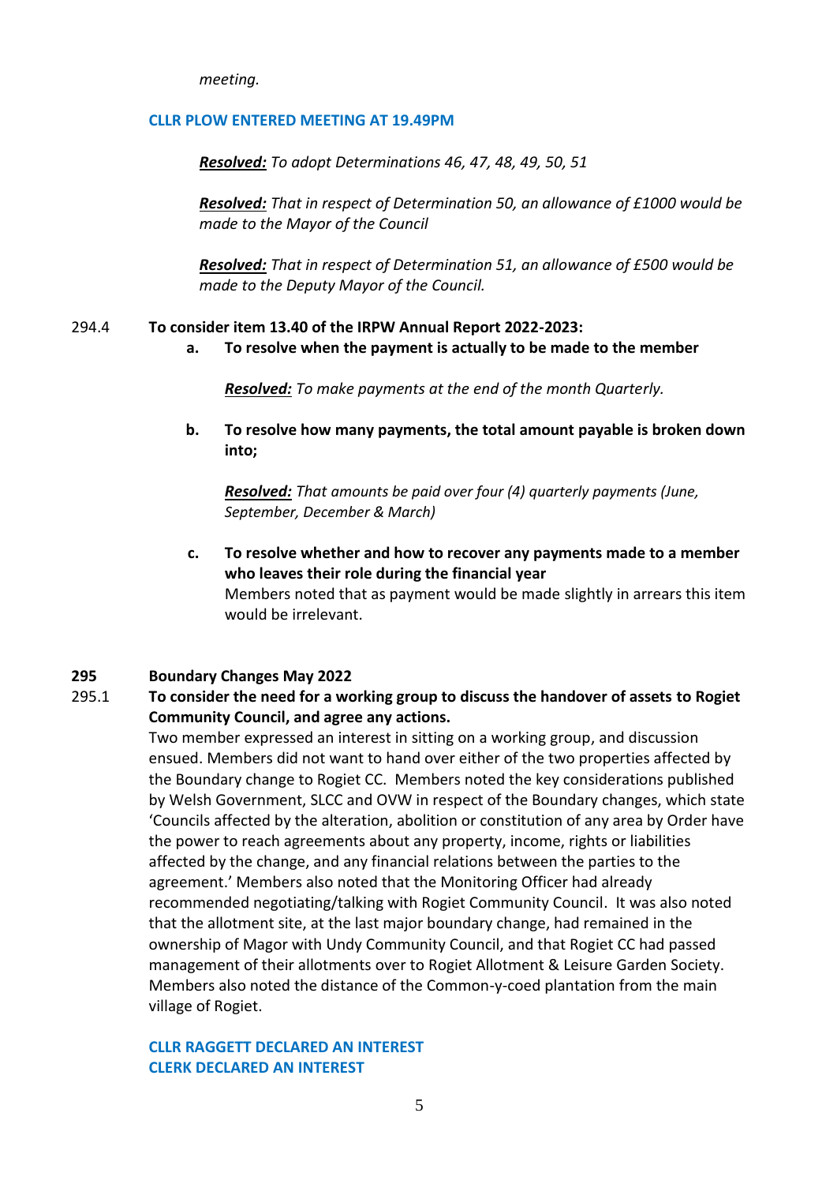*meeting.*

**CLLR PLOW ENTERED MEETING AT 19.49PM**

***Resolved:*** *To adopt Determinations 46, 47, 48, 49, 50, 51*

***Resolved:*** *That in respect of Determination 50, an allowance of £1000 would be made to the Mayor of the Council*

***Resolved:*** *That in respect of Determination 51, an allowance of £500 would be made to the Deputy Mayor of the Council.*

294.4 **To consider item 13.40 of the IRPW Annual Report 2022-2023:**

**a. To resolve when the payment is actually to be made to the member**

***Resolved:*** *To make payments at the end of the month Quarterly.*

**b. To resolve how many payments, the total amount payable is broken down into;**

***Resolved:*** *That amounts be paid over four (4) quarterly payments (June, September, December & March)*

**c. To resolve whether and how to recover any payments made to a member who leaves their role during the financial year**

Members noted that as payment would be made slightly in arrears this item would be irrelevant.

**295 Boundary Changes May 2022**

295.1 **To consider the need for a working group to discuss the handover of assets to Rogiet Community Council, and agree any actions.**

Two member expressed an interest in sitting on a working group, and discussion ensued. Members did not want to hand over either of the two properties affected by the Boundary change to Rogiet CC. Members noted the key considerations published by Welsh Government, SLCC and OVW in respect of the Boundary changes, which state 'Councils affected by the alteration, abolition or constitution of any area by Order have the power to reach agreements about any property, income, rights or liabilities affected by the change, and any financial relations between the parties to the agreement.' Members also noted that the Monitoring Officer had already recommended negotiating/talking with Rogiet Community Council. It was also noted that the allotment site, at the last major boundary change, had remained in the ownership of Magor with Undy Community Council, and that Rogiet CC had passed management of their allotments over to Rogiet Allotment & Leisure Garden Society. Members also noted the distance of the Common-y-coed plantation from the main village of Rogiet.

**CLLR RAGGETT DECLARED AN INTEREST**
**CLERK DECLARED AN INTEREST**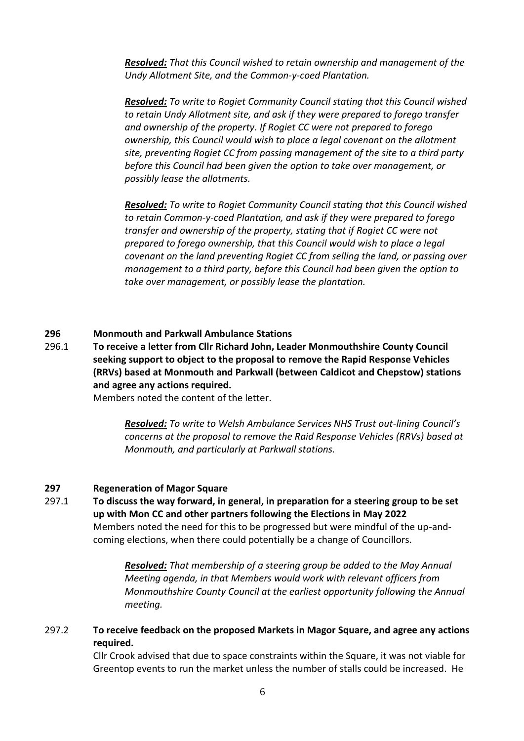***Resolved:*** *That this Council wished to retain ownership and management of the Undy Allotment Site, and the Common-y-coed Plantation.*

***Resolved:*** *To write to Rogiet Community Council stating that this Council wished to retain Undy Allotment site, and ask if they were prepared to forego transfer and ownership of the property. If Rogiet CC were not prepared to forego ownership, this Council would wish to place a legal covenant on the allotment site, preventing Rogiet CC from passing management of the site to a third party before this Council had been given the option to take over management, or possibly lease the allotments.*

***Resolved:*** *To write to Rogiet Community Council stating that this Council wished to retain Common-y-coed Plantation, and ask if they were prepared to forego transfer and ownership of the property, stating that if Rogiet CC were not prepared to forego ownership, that this Council would wish to place a legal covenant on the land preventing Rogiet CC from selling the land, or passing over management to a third party, before this Council had been given the option to take over management, or possibly lease the plantation.*

**296 Monmouth and Parkwall Ambulance Stations**

296.1 **To receive a letter from Cllr Richard John, Leader Monmouthshire County Council seeking support to object to the proposal to remove the Rapid Response Vehicles (RRVs) based at Monmouth and Parkwall (between Caldicot and Chepstow) stations and agree any actions required.**

Members noted the content of the letter.

***Resolved:*** *To write to Welsh Ambulance Services NHS Trust out-lining Council's concerns at the proposal to remove the Raid Response Vehicles (RRVs) based at Monmouth, and particularly at Parkwall stations.*

**297 Regeneration of Magor Square**

297.1 **To discuss the way forward, in general, in preparation for a steering group to be set up with Mon CC and other partners following the Elections in May 2022**

Members noted the need for this to be progressed but were mindful of the up-and-coming elections, when there could potentially be a change of Councillors.

***Resolved:*** *That membership of a steering group be added to the May Annual Meeting agenda, in that Members would work with relevant officers from Monmouthshire County Council at the earliest opportunity following the Annual meeting.*

297.2 **To receive feedback on the proposed Markets in Magor Square, and agree any actions required.**

Cllr Crook advised that due to space constraints within the Square, it was not viable for Greentop events to run the market unless the number of stalls could be increased. He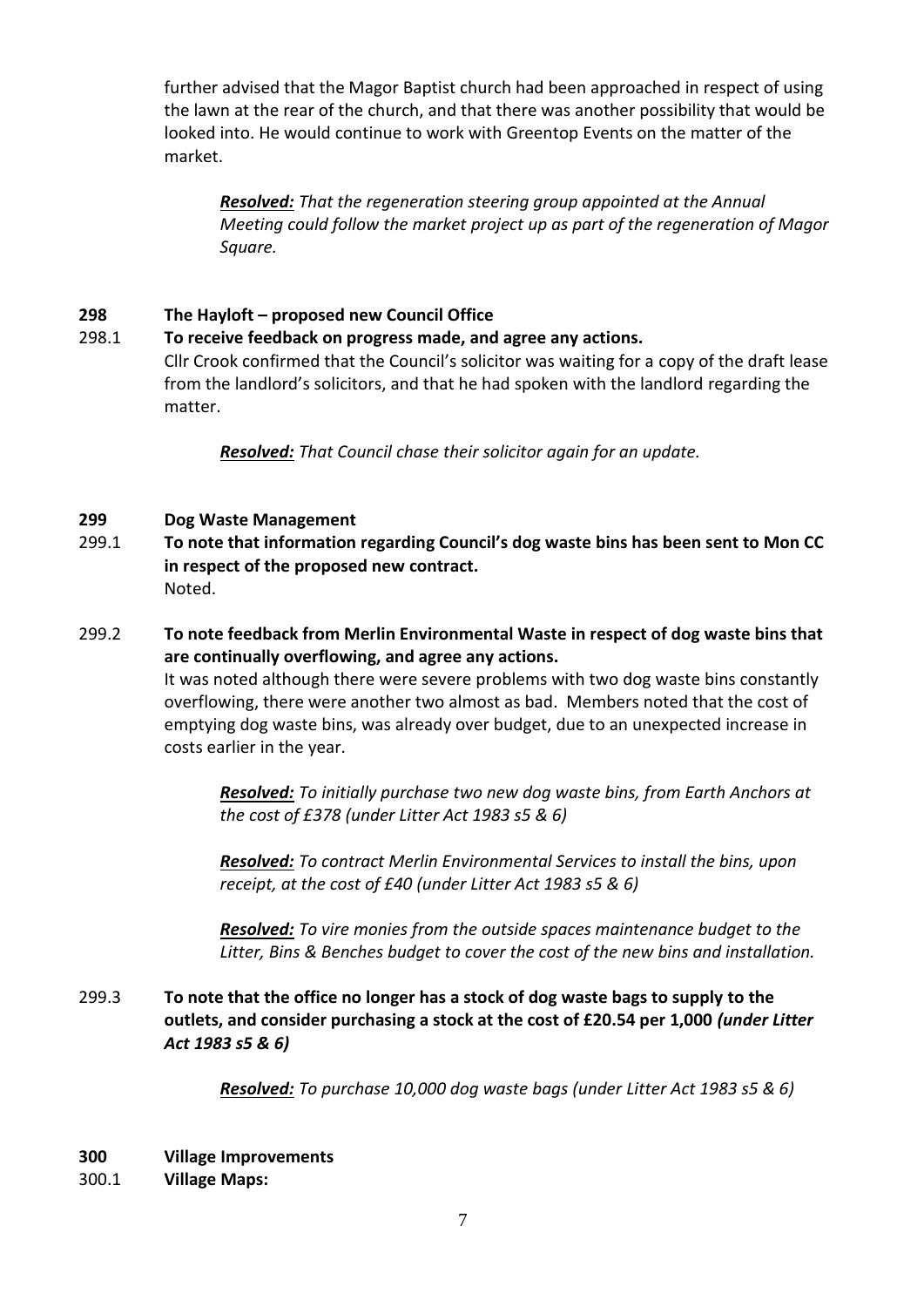further advised that the Magor Baptist church had been approached in respect of using the lawn at the rear of the church, and that there was another possibility that would be looked into. He would continue to work with Greentop Events on the matter of the market.

> ***Resolved:*** *That the regeneration steering group appointed at the Annual Meeting could follow the market project up as part of the regeneration of Magor Square.*

**298 The Hayloft – proposed new Council Office**

**298.1 To receive feedback on progress made, and agree any actions.**

Cllr Crook confirmed that the Council's solicitor was waiting for a copy of the draft lease from the landlord's solicitors, and that he had spoken with the landlord regarding the matter.

> ***Resolved:*** *That Council chase their solicitor again for an update.*

**299 Dog Waste Management**

**299.1 To note that information regarding Council's dog waste bins has been sent to Mon CC in respect of the proposed new contract.**

Noted.

**299.2 To note feedback from Merlin Environmental Waste in respect of dog waste bins that are continually overflowing, and agree any actions.**

It was noted although there were severe problems with two dog waste bins constantly overflowing, there were another two almost as bad. Members noted that the cost of emptying dog waste bins, was already over budget, due to an unexpected increase in costs earlier in the year.

> ***Resolved:*** *To initially purchase two new dog waste bins, from Earth Anchors at the cost of £378 (under Litter Act 1983 s5 & 6)*
>
> ***Resolved:*** *To contract Merlin Environmental Services to install the bins, upon receipt, at the cost of £40 (under Litter Act 1983 s5 & 6)*
>
> ***Resolved:*** *To vire monies from the outside spaces maintenance budget to the Litter, Bins & Benches budget to cover the cost of the new bins and installation.*

**299.3 To note that the office no longer has a stock of dog waste bags to supply to the outlets, and consider purchasing a stock at the cost of £20.54 per 1,000** ***(under Litter Act 1983 s5 & 6)***

> ***Resolved:*** *To purchase 10,000 dog waste bags (under Litter Act 1983 s5 & 6)*

**300 Village Improvements**

**300.1 Village Maps:**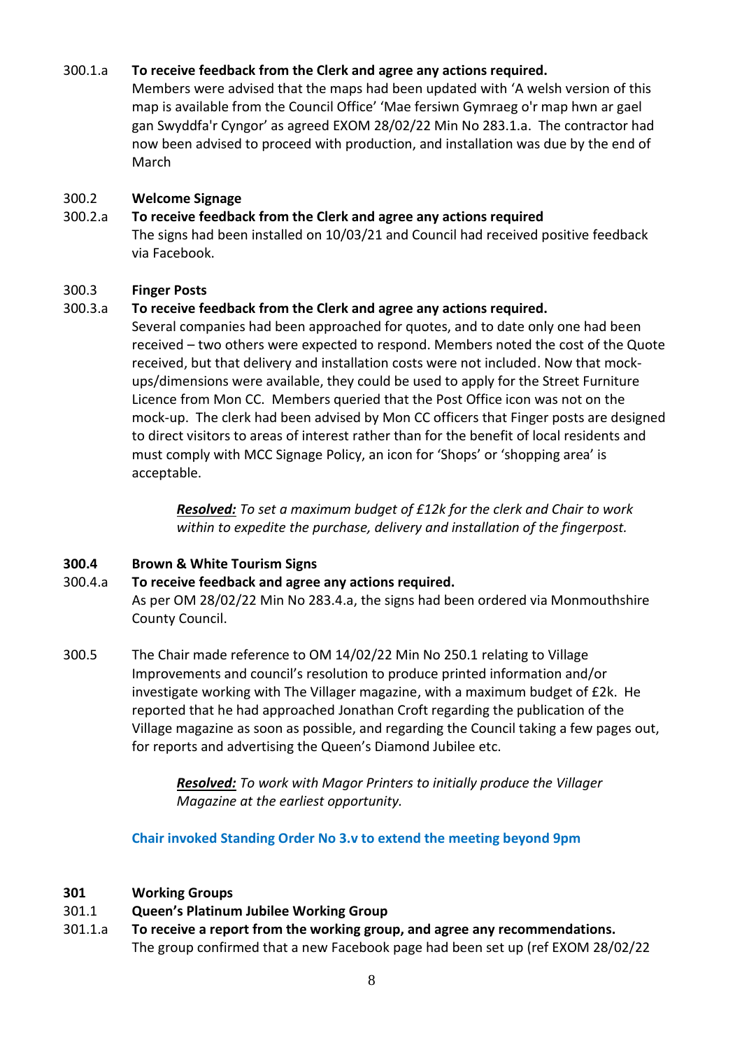300.1.a **To receive feedback from the Clerk and agree any actions required.**

Members were advised that the maps had been updated with 'A welsh version of this map is available from the Council Office' 'Mae fersiwn Gymraeg o'r map hwn ar gael gan Swyddfa'r Cygnor' as agreed EXOM 28/02/22 Min No 283.1.a. The contractor had now been advised to proceed with production, and installation was due by the end of March

300.2 **Welcome Signage**

300.2.a **To receive feedback from the Clerk and agree any actions required**

The signs had been installed on 10/03/21 and Council had received positive feedback via Facebook.

300.3 **Finger Posts**

300.3.a **To receive feedback from the Clerk and agree any actions required.**

Several companies had been approached for quotes, and to date only one had been received – two others were expected to respond. Members noted the cost of the Quote received, but that delivery and installation costs were not included. Now that mock-ups/dimensions were available, they could be used to apply for the Street Furniture Licence from Mon CC. Members queried that the Post Office icon was not on the mock-up. The clerk had been advised by Mon CC officers that Finger posts are designed to direct visitors to areas of interest rather than for the benefit of local residents and must comply with MCC Signage Policy, an icon for 'Shops' or 'shopping area' is acceptable.

> ***Resolved:*** *To set a maximum budget of £12k for the clerk and Chair to work within to expedite the purchase, delivery and installation of the fingerpost.*

**300.4 Brown & White Tourism Signs**

300.4.a **To receive feedback and agree any actions required.**

As per OM 28/02/22 Min No 283.4.a, the signs had been ordered via Monmouthshire County Council.

300.5 The Chair made reference to OM 14/02/22 Min No 250.1 relating to Village Improvements and council's resolution to produce printed information and/or investigate working with The Villager magazine, with a maximum budget of £2k. He reported that he had approached Jonathan Croft regarding the publication of the Village magazine as soon as possible, and regarding the Council taking a few pages out, for reports and advertising the Queen's Diamond Jubilee etc.

> ***Resolved:*** *To work with Magor Printers to initially produce the Villager Magazine at the earliest opportunity.*

**Chair invoked Standing Order No 3.v to extend the meeting beyond 9pm**

**301 Working Groups**

301.1 **Queen's Platinum Jubilee Working Group**

301.1.a **To receive a report from the working group, and agree any recommendations.**

The group confirmed that a new Facebook page had been set up (ref EXOM 28/02/22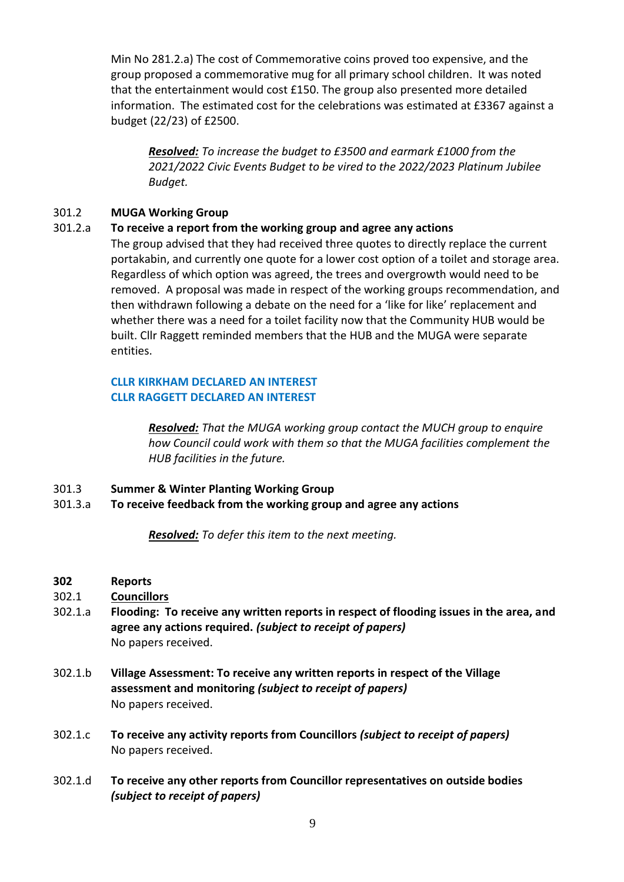Min No 281.2.a) The cost of Commemorative coins proved too expensive, and the group proposed a commemorative mug for all primary school children. It was noted that the entertainment would cost £150. The group also presented more detailed information. The estimated cost for the celebrations was estimated at £3367 against a budget (22/23) of £2500.

> ***Resolved:*** *To increase the budget to £3500 and earmark £1000 from the 2021/2022 Civic Events Budget to be vired to the 2022/2023 Platinum Jubilee Budget.*

301.2 **MUGA Working Group**

301.2.a **To receive a report from the working group and agree any actions**

The group advised that they had received three quotes to directly replace the current portakabin, and currently one quote for a lower cost option of a toilet and storage area. Regardless of which option was agreed, the trees and overgrowth would need to be removed. A proposal was made in respect of the working groups recommendation, and then withdrawn following a debate on the need for a 'like for like' replacement and whether there was a need for a toilet facility now that the Community HUB would be built. Cllr Raggett reminded members that the HUB and the MUGA were separate entities.

**CLLR KIRKHAM DECLARED AN INTEREST**
**CLLR RAGGETT DECLARED AN INTEREST**

> ***Resolved:*** *That the MUGA working group contact the MUCH group to enquire how Council could work with them so that the MUGA facilities complement the HUB facilities in the future.*

301.3 **Summer & Winter Planting Working Group**

301.3.a **To receive feedback from the working group and agree any actions**

> ***Resolved:*** *To defer this item to the next meeting.*

**302 Reports**

302.1 **Councillors**

302.1.a **Flooding: To receive any written reports in respect of flooding issues in the area, and agree any actions required.** ***(subject to receipt of papers)***
No papers received.

302.1.b **Village Assessment: To receive any written reports in respect of the Village assessment and monitoring** ***(subject to receipt of papers)***
No papers received.

302.1.c **To receive any activity reports from Councillors** ***(subject to receipt of papers)***
No papers received.

302.1.d **To receive any other reports from Councillor representatives on outside bodies** ***(subject to receipt of papers)***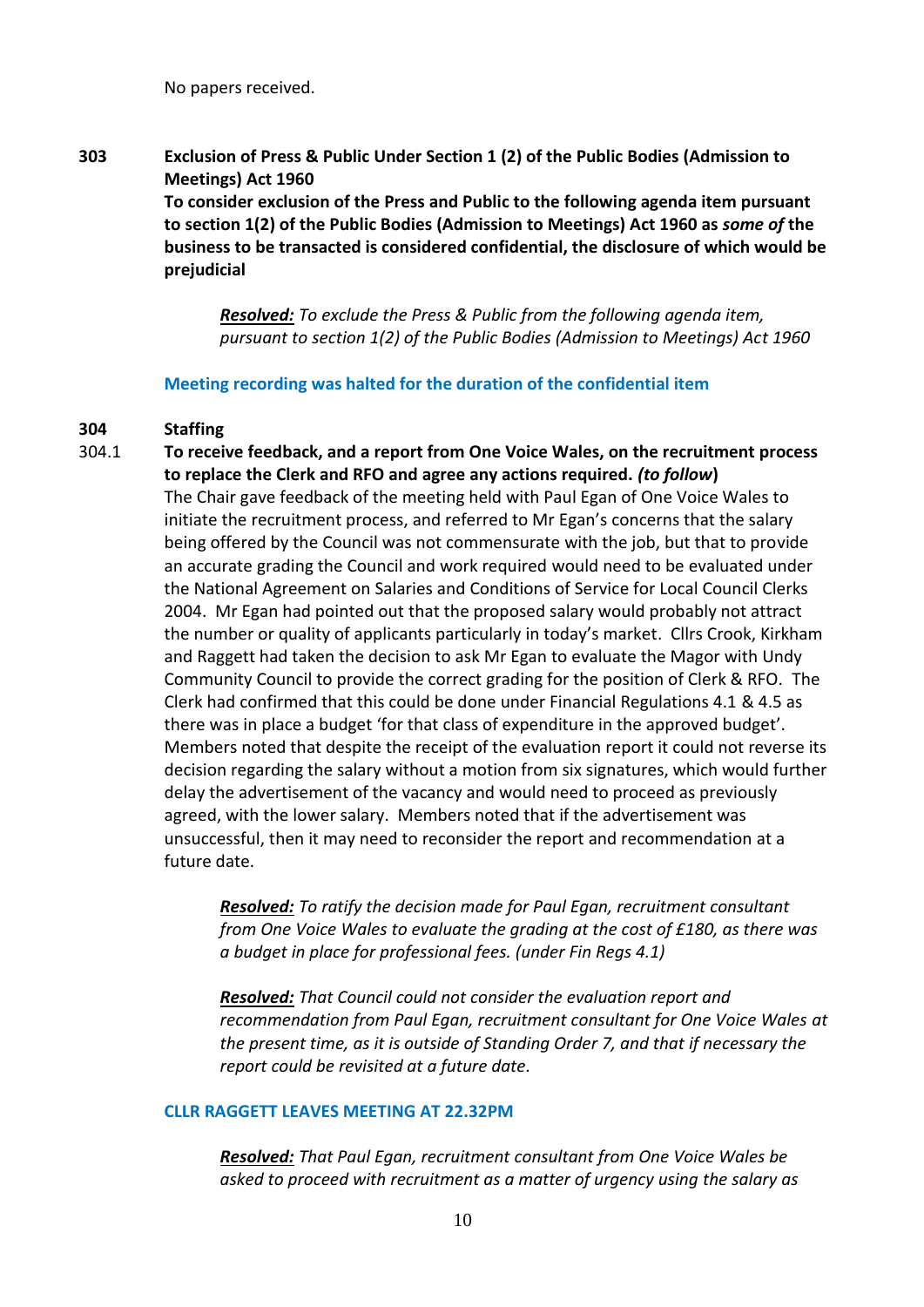No papers received.

**303 Exclusion of Press & Public Under Section 1 (2) of the Public Bodies (Admission to Meetings) Act 1960**

**To consider exclusion of the Press and Public to the following agenda item pursuant to section 1(2) of the Public Bodies (Admission to Meetings) Act 1960 as *some of* the business to be transacted is considered confidential, the disclosure of which would be prejudicial**

> ***Resolved:*** *To exclude the Press & Public from the following agenda item, pursuant to section 1(2) of the Public Bodies (Admission to Meetings) Act 1960*

**Meeting recording was halted for the duration of the confidential item**

**304 Staffing**

304.1 **To receive feedback, and a report from One Voice Wales, on the recruitment process to replace the Clerk and RFO and agree any actions required. *(to follow*)**

The Chair gave feedback of the meeting held with Paul Egan of One Voice Wales to initiate the recruitment process, and referred to Mr Egan's concerns that the salary being offered by the Council was not commensurate with the job, but that to provide an accurate grading the Council and work required would need to be evaluated under the National Agreement on Salaries and Conditions of Service for Local Council Clerks 2004. Mr Egan had pointed out that the proposed salary would probably not attract the number or quality of applicants particularly in today's market. Cllrs Crook, Kirkham and Raggett had taken the decision to ask Mr Egan to evaluate the Magor with Undy Community Council to provide the correct grading for the position of Clerk & RFO. The Clerk had confirmed that this could be done under Financial Regulations 4.1 & 4.5 as there was in place a budget 'for that class of expenditure in the approved budget'. Members noted that despite the receipt of the evaluation report it could not reverse its decision regarding the salary without a motion from six signatures, which would further delay the advertisement of the vacancy and would need to proceed as previously agreed, with the lower salary. Members noted that if the advertisement was unsuccessful, then it may need to reconsider the report and recommendation at a future date.

> ***Resolved:*** *To ratify the decision made for Paul Egan, recruitment consultant from One Voice Wales to evaluate the grading at the cost of £180, as there was a budget in place for professional fees. (under Fin Regs 4.1)*

> ***Resolved:*** *That Council could not consider the evaluation report and recommendation from Paul Egan, recruitment consultant for One Voice Wales at the present time, as it is outside of Standing Order 7, and that if necessary the report could be revisited at a future date.*

**CLLR RAGGETT LEAVES MEETING AT 22.32PM**

> ***Resolved:*** *That Paul Egan, recruitment consultant from One Voice Wales be asked to proceed with recruitment as a matter of urgency using the salary as*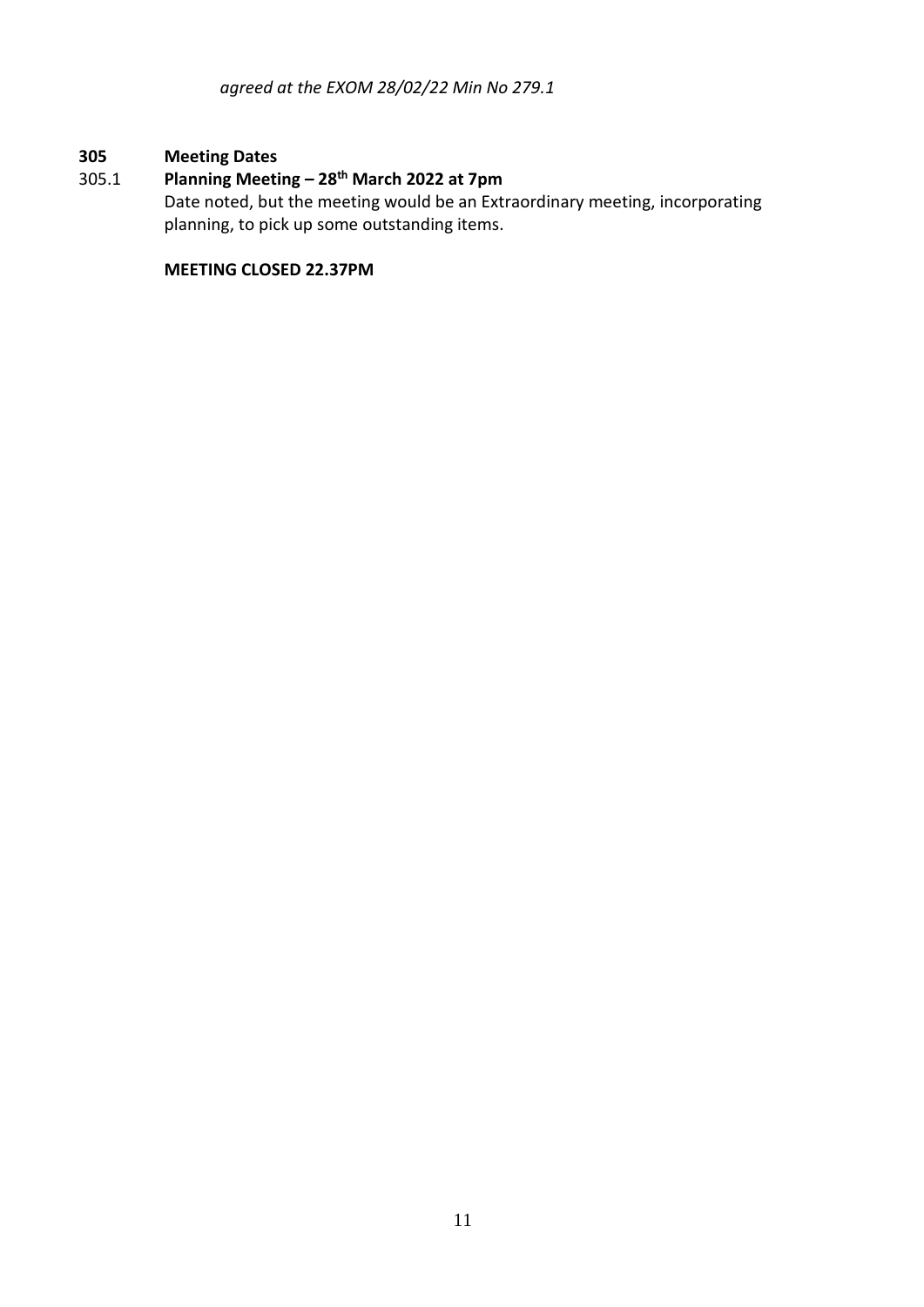*agreed at the EXOM 28/02/22 Min No 279.1*

**305 Meeting Dates**

305.1 **Planning Meeting – 28th March 2022 at 7pm**

Date noted, but the meeting would be an Extraordinary meeting, incorporating planning, to pick up some outstanding items.

**MEETING CLOSED 22.37PM**